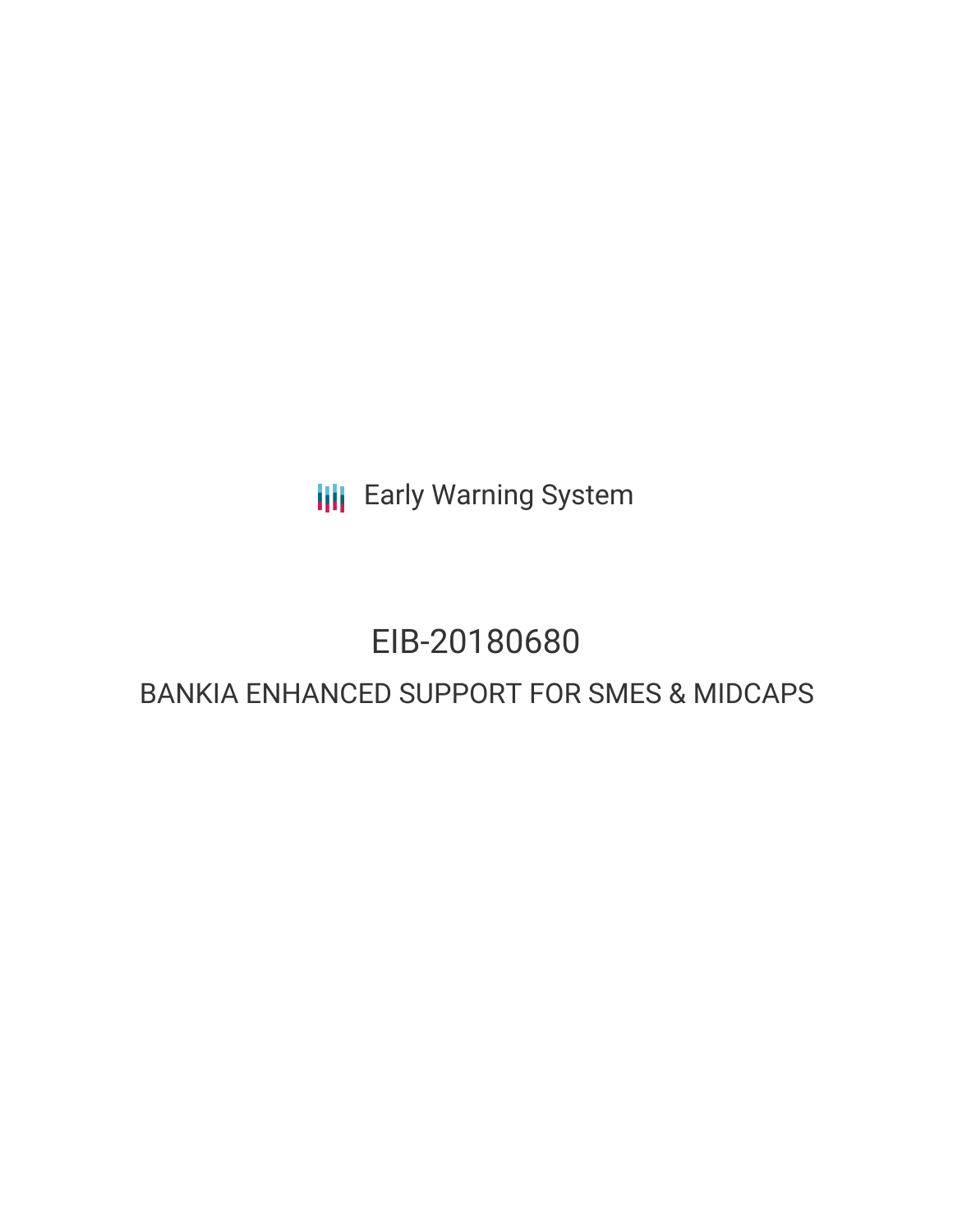Early Warning System

# EIB-20180680

## BANKIA ENHANCED SUPPORT FOR SMES & MIDCAPS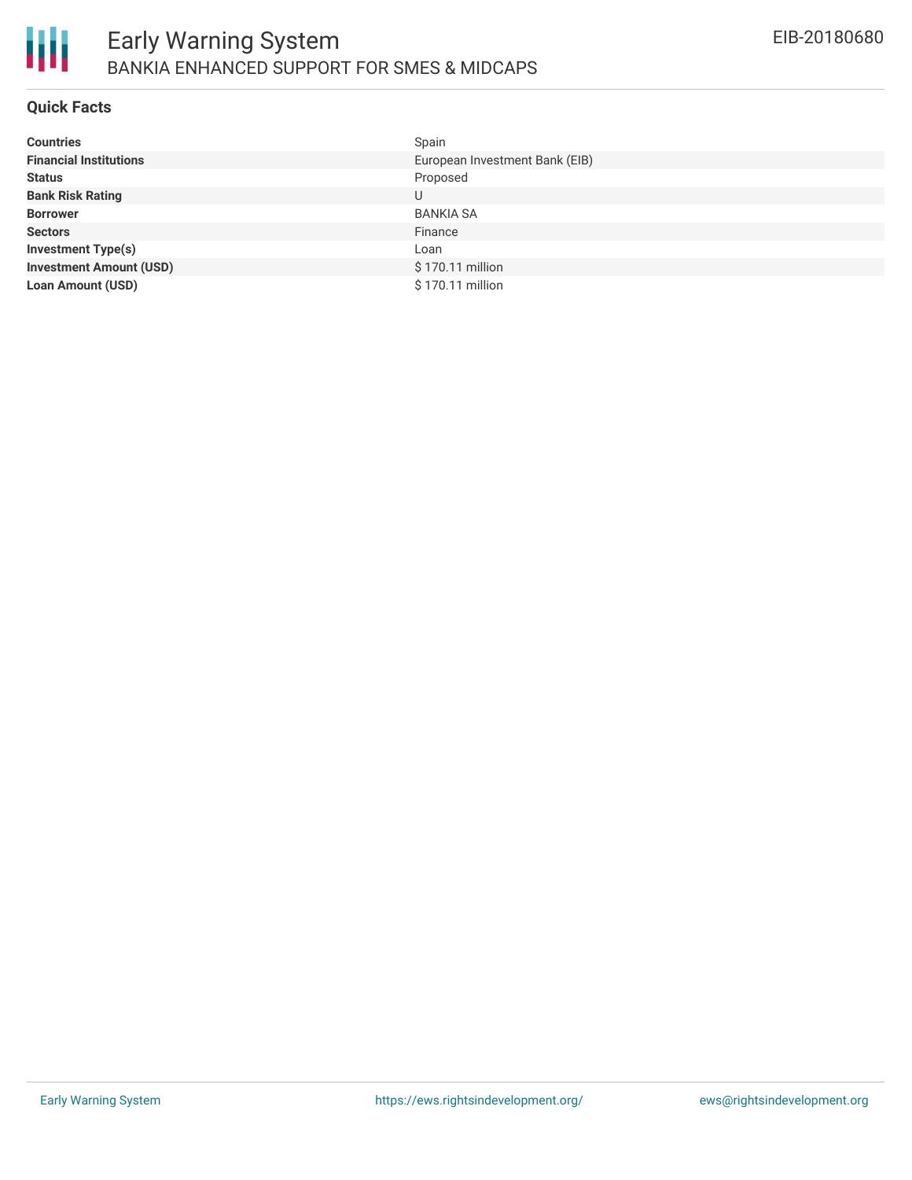# Early Warning System

## BANKIA ENHANCED SUPPORT FOR SMES & MIDCAPS

EIB-20180680

### Quick Facts

| | |
|---|---|
| **Countries** | Spain |
| **Financial Institutions** | European Investment Bank (EIB) |
| **Status** | Proposed |
| **Bank Risk Rating** | U |
| **Borrower** | BANKIA SA |
| **Sectors** | Finance |
| **Investment Type(s)** | Loan |
| **Investment Amount (USD)** | $ 170.11 million |
| **Loan Amount (USD)** | $ 170.11 million |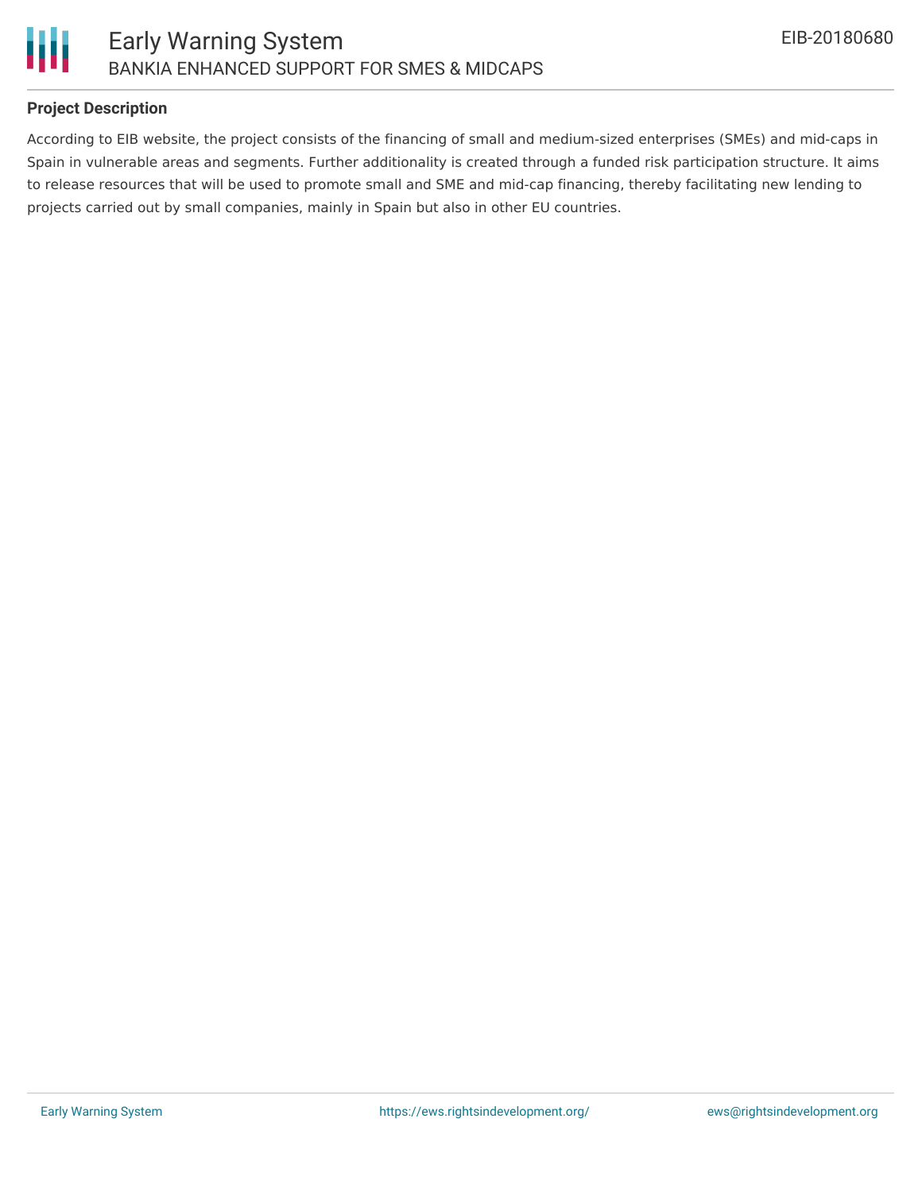## Project Description

According to EIB website, the project consists of the financing of small and medium-sized enterprises (SMEs) and mid-caps in Spain in vulnerable areas and segments. Further additionality is created through a funded risk participation structure. It aims to release resources that will be used to promote small and SME and mid-cap financing, thereby facilitating new lending to projects carried out by small companies, mainly in Spain but also in other EU countries.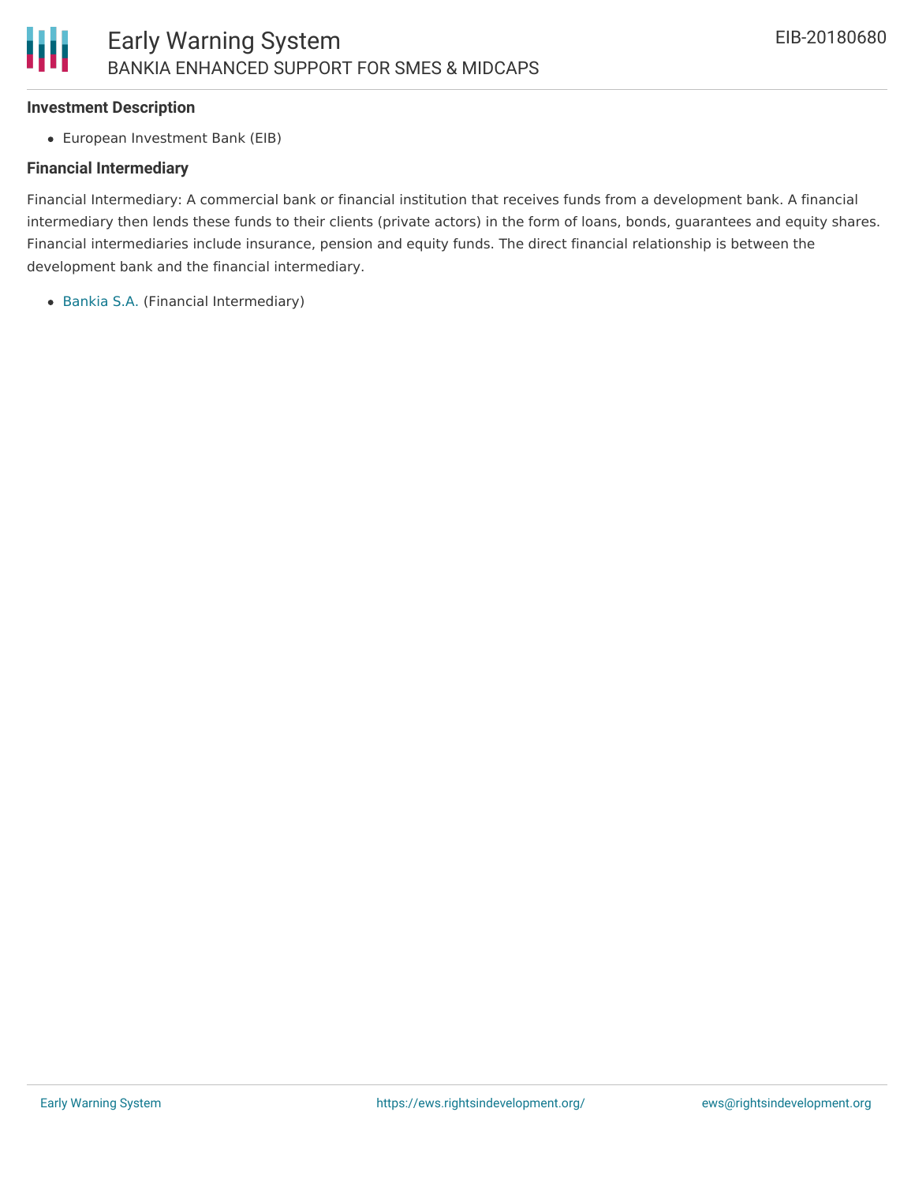### Investment Description

- European Investment Bank (EIB)

### Financial Intermediary

Financial Intermediary: A commercial bank or financial institution that receives funds from a development bank. A financial intermediary then lends these funds to their clients (private actors) in the form of loans, bonds, guarantees and equity shares. Financial intermediaries include insurance, pension and equity funds. The direct financial relationship is between the development bank and the financial intermediary.

- Bankia S.A. (Financial Intermediary)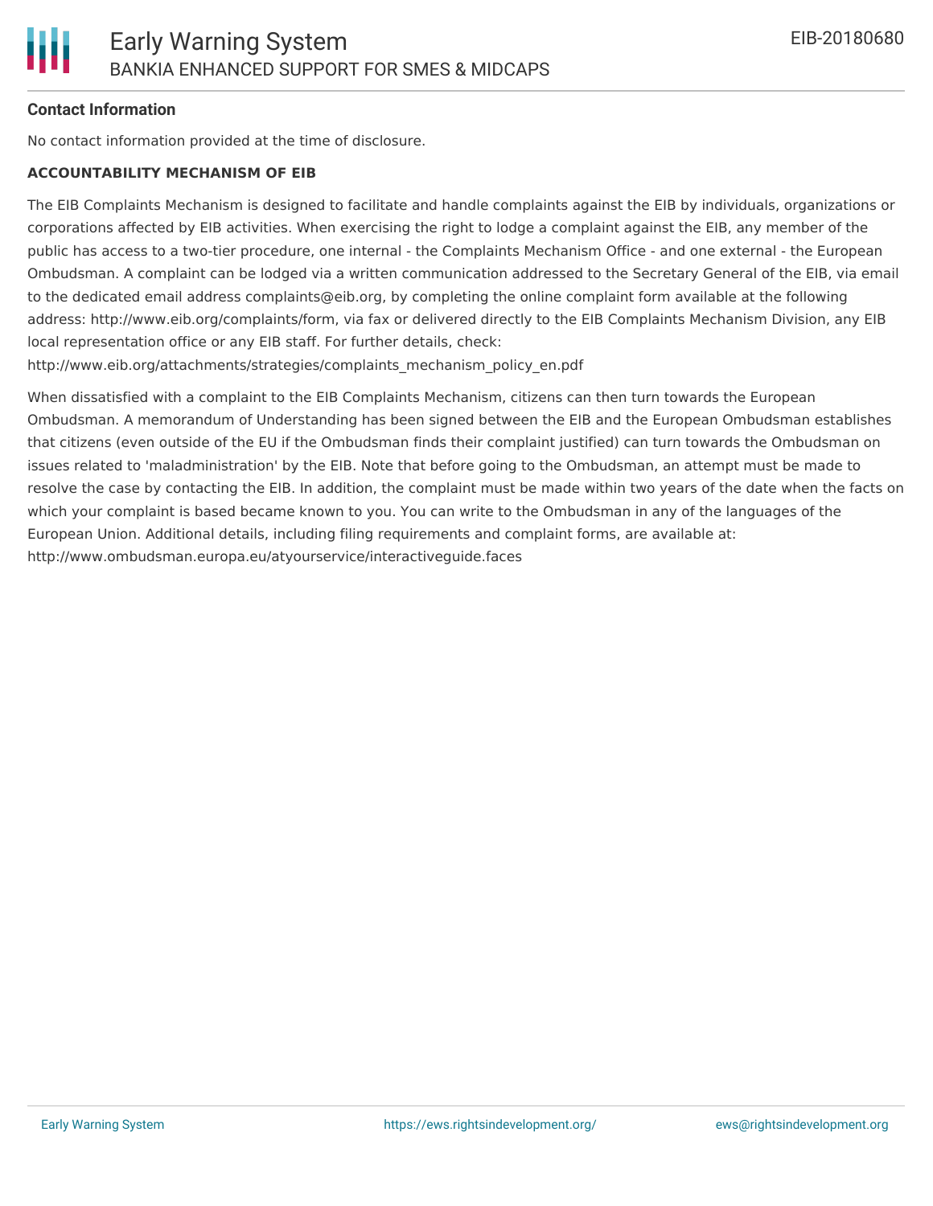## Contact Information

No contact information provided at the time of disclosure.

### ACCOUNTABILITY MECHANISM OF EIB

The EIB Complaints Mechanism is designed to facilitate and handle complaints against the EIB by individuals, organizations or corporations affected by EIB activities. When exercising the right to lodge a complaint against the EIB, any member of the public has access to a two-tier procedure, one internal - the Complaints Mechanism Office - and one external - the European Ombudsman. A complaint can be lodged via a written communication addressed to the Secretary General of the EIB, via email to the dedicated email address complaints@eib.org, by completing the online complaint form available at the following address: http://www.eib.org/complaints/form, via fax or delivered directly to the EIB Complaints Mechanism Division, any EIB local representation office or any EIB staff. For further details, check: http://www.eib.org/attachments/strategies/complaints_mechanism_policy_en.pdf

When dissatisfied with a complaint to the EIB Complaints Mechanism, citizens can then turn towards the European Ombudsman. A memorandum of Understanding has been signed between the EIB and the European Ombudsman establishes that citizens (even outside of the EU if the Ombudsman finds their complaint justified) can turn towards the Ombudsman on issues related to 'maladministration' by the EIB. Note that before going to the Ombudsman, an attempt must be made to resolve the case by contacting the EIB. In addition, the complaint must be made within two years of the date when the facts on which your complaint is based became known to you. You can write to the Ombudsman in any of the languages of the European Union. Additional details, including filing requirements and complaint forms, are available at: http://www.ombudsman.europa.eu/atyourservice/interactiveguide.faces